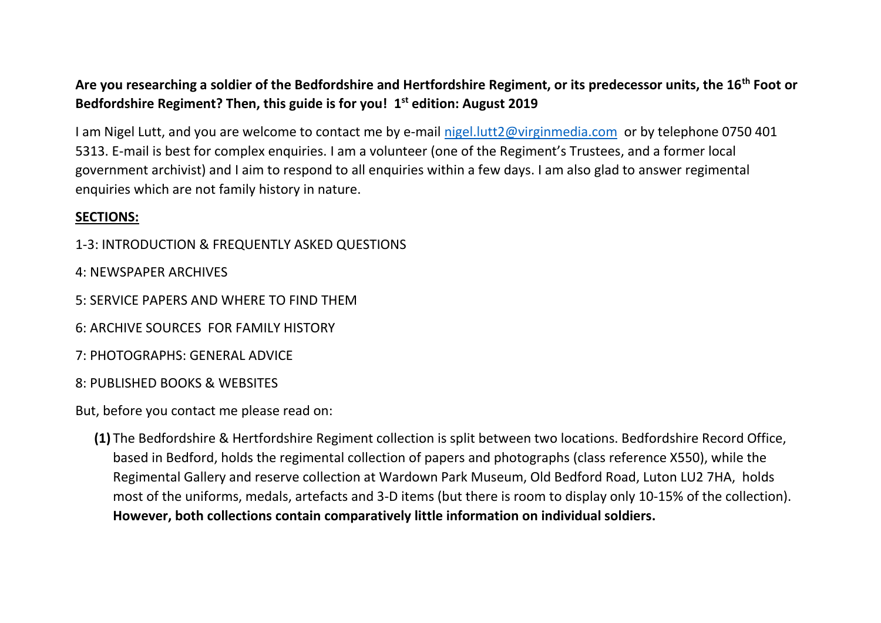**Are you researching a soldier of the Bedfordshire and Hertfordshire Regiment, or its predecessor units, the 16th Foot or Bedfordshire Regiment? Then, this guide is for you! 1st edition: August 2019**

I am Nigel Lutt, and you are welcome to contact me by e-mail nigel.lutt2@virginmedia.com or by telephone 0750 401 5313. E-mail is best for complex enquiries. I am a volunteer (one of the Regiment's Trustees, and a former local government archivist) and I aim to respond to all enquiries within a few days. I am also glad to answer regimental enquiries which are not family history in nature.

**SECTIONS:**

1-3: INTRODUCTION & FREQUENTLY ASKED QUESTIONS

4: NEWSPAPER ARCHIVES

5: SERVICE PAPERS AND WHERE TO FIND THEM

6: ARCHIVE SOURCES FOR FAMILY HISTORY

7: PHOTOGRAPHS: GENERAL ADVICE

8: PUBLISHED BOOKS & WEBSITES

But, before you contact me please read on:

**(1)** The Bedfordshire & Hertfordshire Regiment collection is split between two locations. Bedfordshire Record Office, based in Bedford, holds the regimental collection of papers and photographs (class reference X550), while the Regimental Gallery and reserve collection at Wardown Park Museum, Old Bedford Road, Luton LU2 7HA, holds most of the uniforms, medals, artefacts and 3-D items (but there is room to display only 10-15% of the collection). **However, both collections contain comparatively little information on individual soldiers.**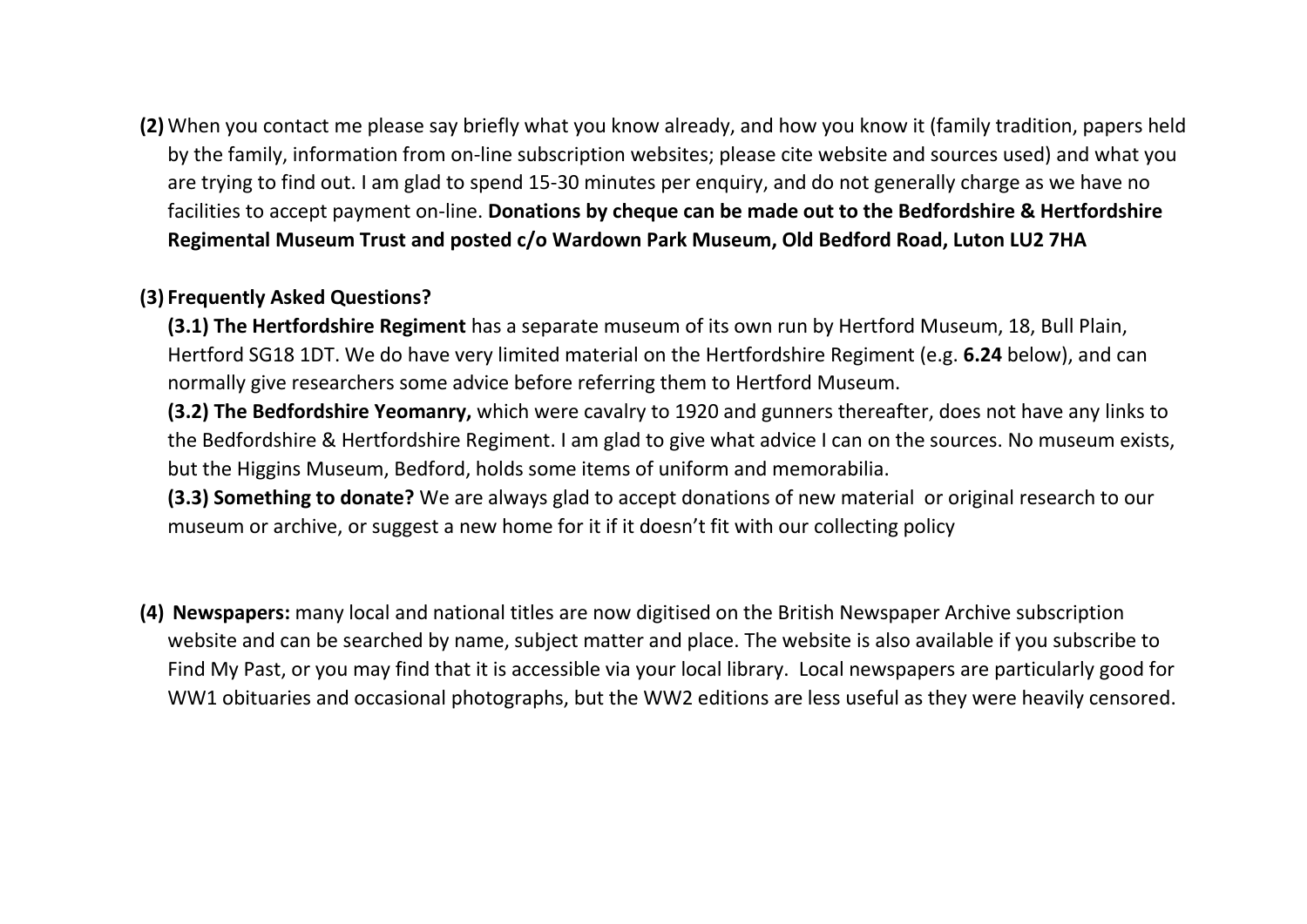**(2)** When you contact me please say briefly what you know already, and how you know it (family tradition, papers held by the family, information from on-line subscription websites; please cite website and sources used) and what you are trying to find out. I am glad to spend 15-30 minutes per enquiry, and do not generally charge as we have no facilities to accept payment on-line. **Donations by cheque can be made out to the Bedfordshire & Hertfordshire Regimental Museum Trust and posted c/o Wardown Park Museum, Old Bedford Road, Luton LU2 7HA**

**(3) Frequently Asked Questions?**

**(3.1) The Hertfordshire Regiment** has a separate museum of its own run by Hertford Museum, 18, Bull Plain, Hertford SG18 1DT. We do have very limited material on the Hertfordshire Regiment (e.g. **6.24** below), and can normally give researchers some advice before referring them to Hertford Museum.

**(3.2) The Bedfordshire Yeomanry,** which were cavalry to 1920 and gunners thereafter, does not have any links to the Bedfordshire & Hertfordshire Regiment. I am glad to give what advice I can on the sources. No museum exists, but the Higgins Museum, Bedford, holds some items of uniform and memorabilia.

**(3.3) Something to donate?** We are always glad to accept donations of new material or original research to our museum or archive, or suggest a new home for it if it doesn't fit with our collecting policy

**(4) Newspapers:** many local and national titles are now digitised on the British Newspaper Archive subscription website and can be searched by name, subject matter and place. The website is also available if you subscribe to Find My Past, or you may find that it is accessible via your local library. Local newspapers are particularly good for WW1 obituaries and occasional photographs, but the WW2 editions are less useful as they were heavily censored.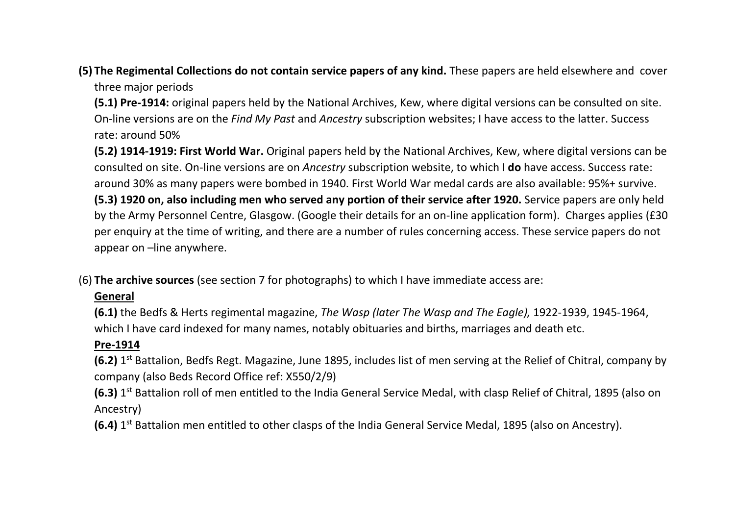**(5) The Regimental Collections do not contain service papers of any kind.** These papers are held elsewhere and cover three major periods

**(5.1) Pre-1914:** original papers held by the National Archives, Kew, where digital versions can be consulted on site. On-line versions are on the *Find My Past* and *Ancestry* subscription websites; I have access to the latter. Success rate: around 50%

**(5.2) 1914-1919: First World War.** Original papers held by the National Archives, Kew, where digital versions can be consulted on site. On-line versions are on *Ancestry* subscription website, to which I **do** have access. Success rate: around 30% as many papers were bombed in 1940. First World War medal cards are also available: 95%+ survive.

**(5.3) 1920 on, also including men who served any portion of their service after 1920.** Service papers are only held by the Army Personnel Centre, Glasgow. (Google their details for an on-line application form). Charges applies (£30 per enquiry at the time of writing, and there are a number of rules concerning access. These service papers do not appear on –line anywhere.

(6) **The archive sources** (see section 7 for photographs) to which I have immediate access are:

**General**

**(6.1)** the Bedfs & Herts regimental magazine, *The Wasp (later The Wasp and The Eagle),* 1922-1939, 1945-1964, which I have card indexed for many names, notably obituaries and births, marriages and death etc.

**Pre-1914**

**(6.2)** 1st Battalion, Bedfs Regt. Magazine, June 1895, includes list of men serving at the Relief of Chitral, company by company (also Beds Record Office ref: X550/2/9)

**(6.3)** 1st Battalion roll of men entitled to the India General Service Medal, with clasp Relief of Chitral, 1895 (also on Ancestry)

**(6.4)** 1st Battalion men entitled to other clasps of the India General Service Medal, 1895 (also on Ancestry).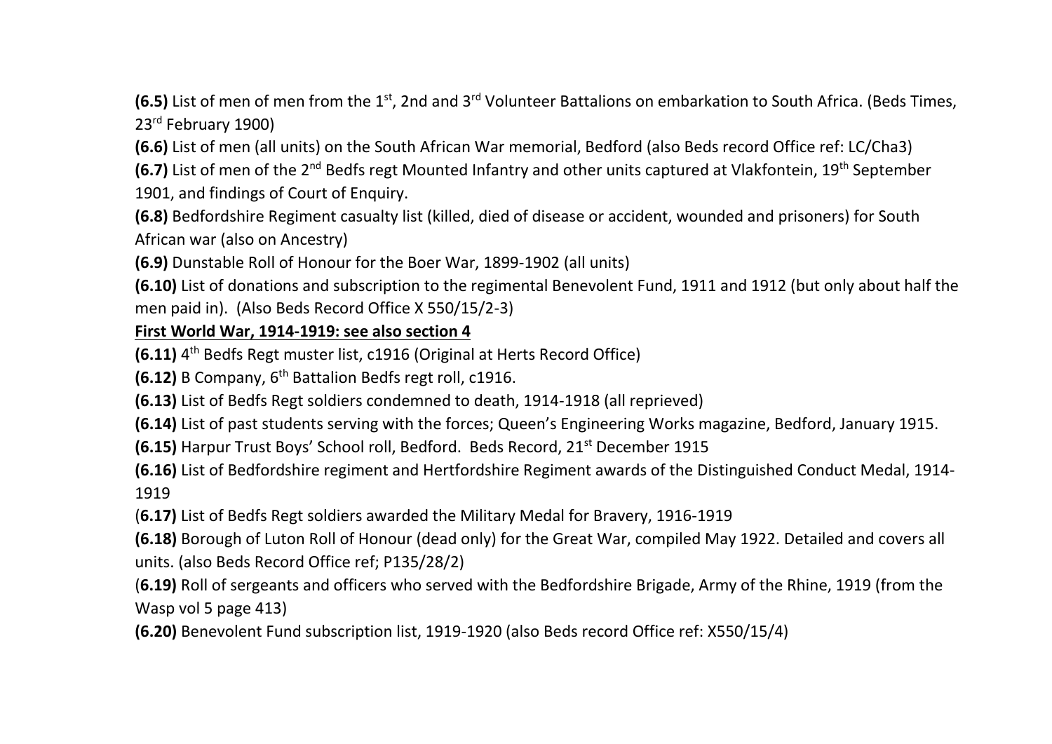**(6.5)** List of men of men from the 1st, 2nd and 3rd Volunteer Battalions on embarkation to South Africa. (Beds Times, 23rd February 1900)

**(6.6)** List of men (all units) on the South African War memorial, Bedford (also Beds record Office ref: LC/Cha3)

**(6.7)** List of men of the 2nd Bedfs regt Mounted Infantry and other units captured at Vlakfontein, 19th September 1901, and findings of Court of Enquiry.

**(6.8)** Bedfordshire Regiment casualty list (killed, died of disease or accident, wounded and prisoners) for South African war (also on Ancestry)

**(6.9)** Dunstable Roll of Honour for the Boer War, 1899-1902 (all units)

**(6.10)** List of donations and subscription to the regimental Benevolent Fund, 1911 and 1912 (but only about half the men paid in). (Also Beds Record Office X 550/15/2-3)

**<u>First World War, 1914-1919: see also section 4</u>**

**(6.11)** 4th Bedfs Regt muster list, c1916 (Original at Herts Record Office)

**(6.12)** B Company, 6th Battalion Bedfs regt roll, c1916.

**(6.13)** List of Bedfs Regt soldiers condemned to death, 1914-1918 (all reprieved)

**(6.14)** List of past students serving with the forces; Queen's Engineering Works magazine, Bedford, January 1915.

**(6.15)** Harpur Trust Boys' School roll, Bedford. Beds Record, 21st December 1915

**(6.16)** List of Bedfordshire regiment and Hertfordshire Regiment awards of the Distinguished Conduct Medal, 1914-1919

(**6.17)** List of Bedfs Regt soldiers awarded the Military Medal for Bravery, 1916-1919

**(6.18)** Borough of Luton Roll of Honour (dead only) for the Great War, compiled May 1922. Detailed and covers all units. (also Beds Record Office ref; P135/28/2)

(**6.19)** Roll of sergeants and officers who served with the Bedfordshire Brigade, Army of the Rhine, 1919 (from the Wasp vol 5 page 413)

**(6.20)** Benevolent Fund subscription list, 1919-1920 (also Beds record Office ref: X550/15/4)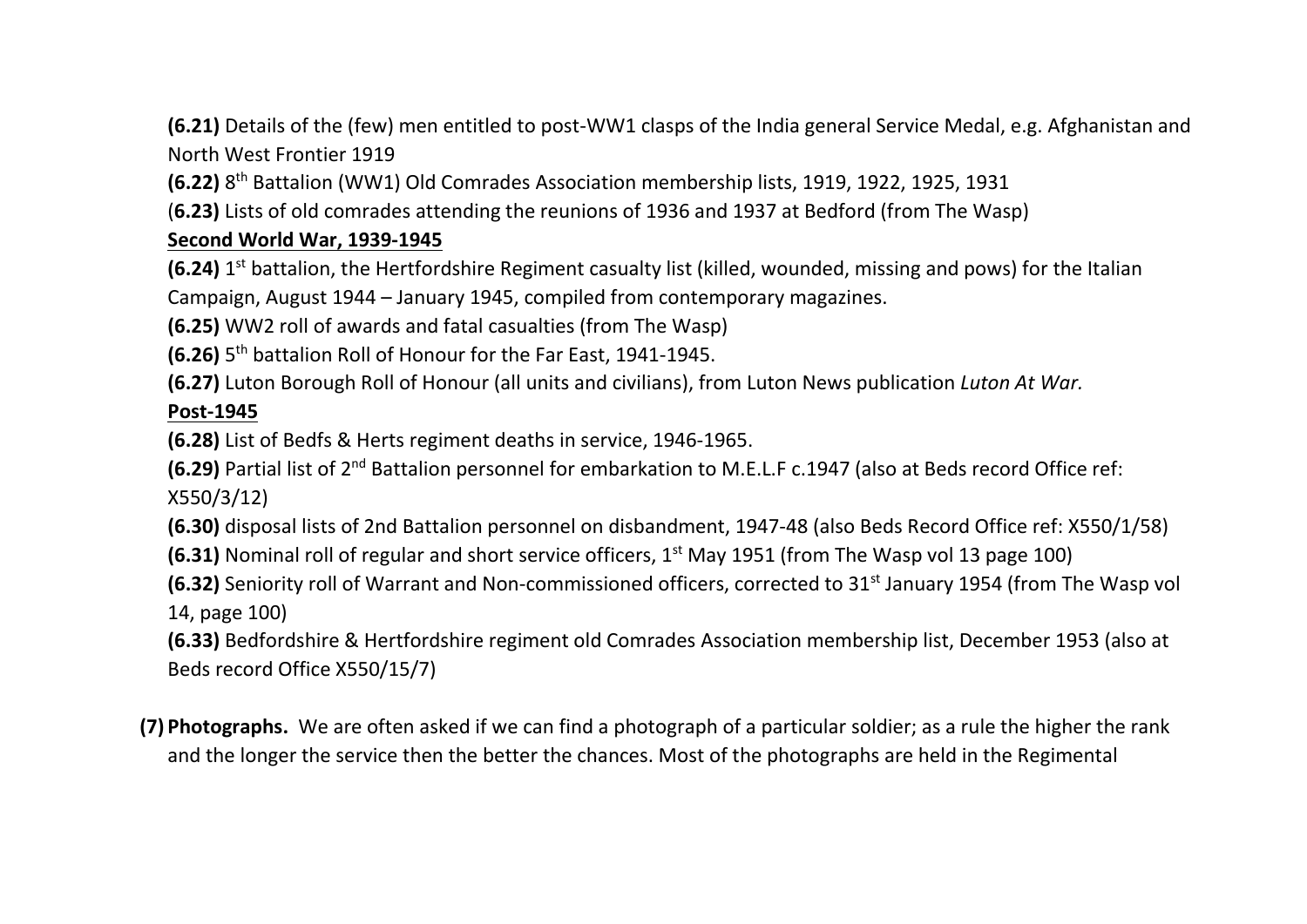**(6.21)** Details of the (few) men entitled to post-WW1 clasps of the India general Service Medal, e.g. Afghanistan and North West Frontier 1919

**(6.22)** 8th Battalion (WW1) Old Comrades Association membership lists, 1919, 1922, 1925, 1931

(**6.23)** Lists of old comrades attending the reunions of 1936 and 1937 at Bedford (from The Wasp)

**Second World War, 1939-1945**

**(6.24)** 1st battalion, the Hertfordshire Regiment casualty list (killed, wounded, missing and pows) for the Italian Campaign, August 1944 – January 1945, compiled from contemporary magazines.

**(6.25)** WW2 roll of awards and fatal casualties (from The Wasp)

**(6.26)** 5th battalion Roll of Honour for the Far East, 1941-1945.

**(6.27)** Luton Borough Roll of Honour (all units and civilians), from Luton News publication *Luton At War.*

**Post-1945**

**(6.28)** List of Bedfs & Herts regiment deaths in service, 1946-1965.

**(6.29)** Partial list of 2nd Battalion personnel for embarkation to M.E.L.F c.1947 (also at Beds record Office ref: X550/3/12)

**(6.30)** disposal lists of 2nd Battalion personnel on disbandment, 1947-48 (also Beds Record Office ref: X550/1/58)

**(6.31)** Nominal roll of regular and short service officers, 1st May 1951 (from The Wasp vol 13 page 100)

**(6.32)** Seniority roll of Warrant and Non-commissioned officers, corrected to 31st January 1954 (from The Wasp vol 14, page 100)

**(6.33)** Bedfordshire & Hertfordshire regiment old Comrades Association membership list, December 1953 (also at Beds record Office X550/15/7)

**(7) Photographs.** We are often asked if we can find a photograph of a particular soldier; as a rule the higher the rank and the longer the service then the better the chances. Most of the photographs are held in the Regimental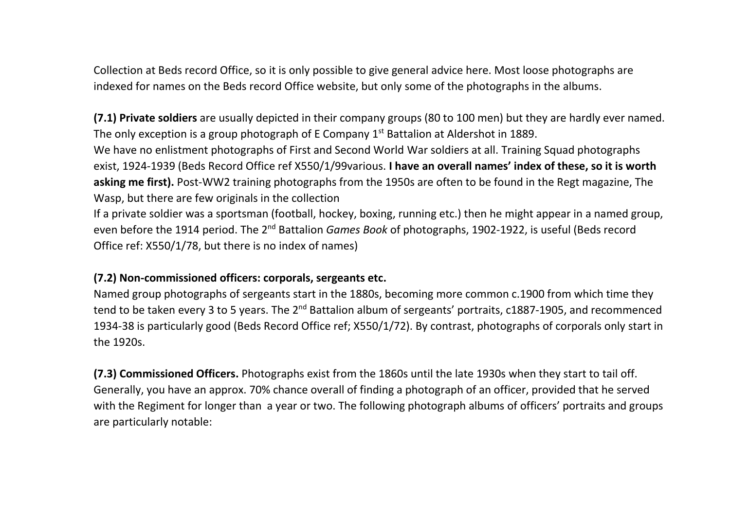Collection at Beds record Office, so it is only possible to give general advice here. Most loose photographs are indexed for names on the Beds record Office website, but only some of the photographs in the albums.

**(7.1) Private soldiers** are usually depicted in their company groups (80 to 100 men) but they are hardly ever named. The only exception is a group photograph of E Company 1st Battalion at Aldershot in 1889.
We have no enlistment photographs of First and Second World War soldiers at all. Training Squad photographs exist, 1924-1939 (Beds Record Office ref X550/1/99various. **I have an overall names' index of these, so it is worth asking me first).** Post-WW2 training photographs from the 1950s are often to be found in the Regt magazine, The Wasp, but there are few originals in the collection
If a private soldier was a sportsman (football, hockey, boxing, running etc.) then he might appear in a named group, even before the 1914 period. The 2nd Battalion *Games Book* of photographs, 1902-1922, is useful (Beds record Office ref: X550/1/78, but there is no index of names)

**(7.2) Non-commissioned officers: corporals, sergeants etc.**
Named group photographs of sergeants start in the 1880s, becoming more common c.1900 from which time they tend to be taken every 3 to 5 years. The 2nd Battalion album of sergeants' portraits, c1887-1905, and recommenced 1934-38 is particularly good (Beds Record Office ref; X550/1/72). By contrast, photographs of corporals only start in the 1920s.

**(7.3) Commissioned Officers.** Photographs exist from the 1860s until the late 1930s when they start to tail off. Generally, you have an approx. 70% chance overall of finding a photograph of an officer, provided that he served with the Regiment for longer than a year or two. The following photograph albums of officers' portraits and groups are particularly notable: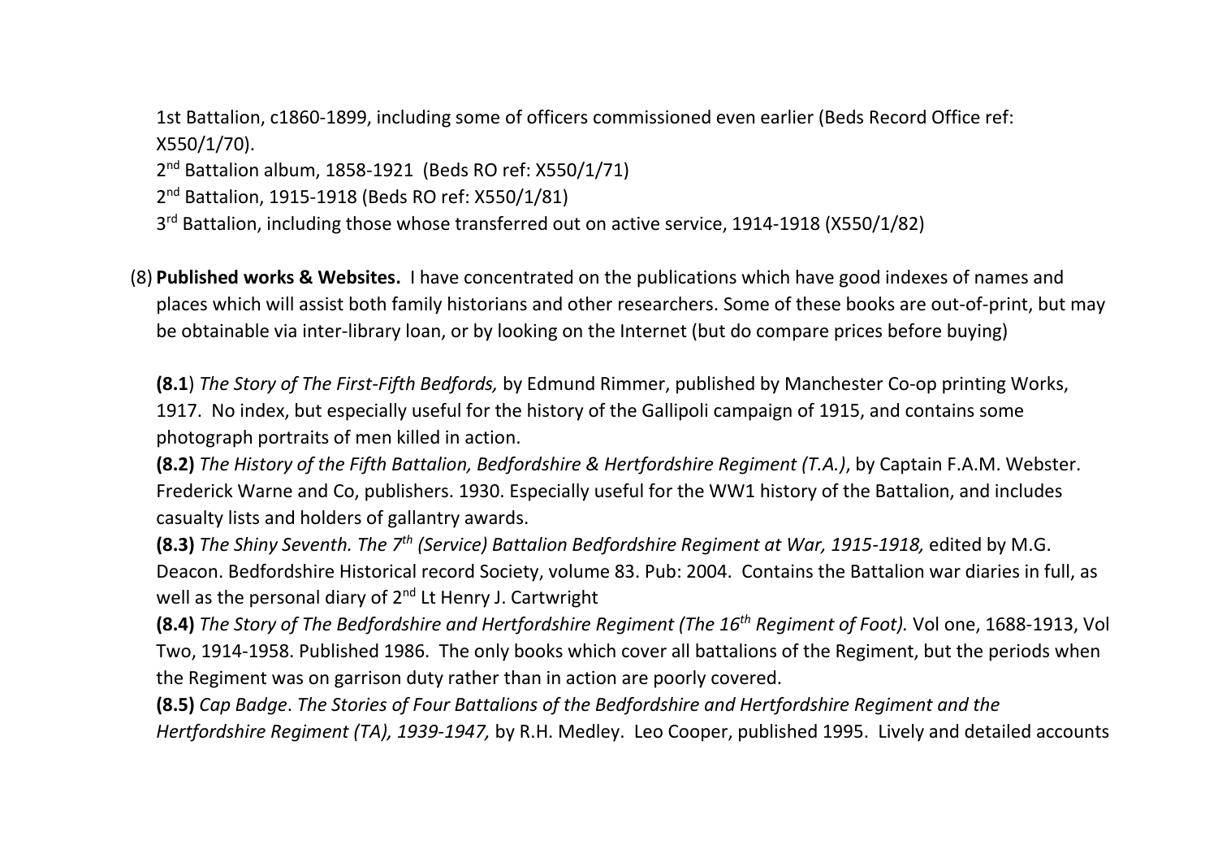1st Battalion, c1860-1899, including some of officers commissioned even earlier (Beds Record Office ref: X550/1/70).
2nd Battalion album, 1858-1921 (Beds RO ref: X550/1/71)
2nd Battalion, 1915-1918 (Beds RO ref: X550/1/81)
3rd Battalion, including those whose transferred out on active service, 1914-1918 (X550/1/82)

(8) **Published works & Websites.** I have concentrated on the publications which have good indexes of names and places which will assist both family historians and other researchers. Some of these books are out-of-print, but may be obtainable via inter-library loan, or by looking on the Internet (but do compare prices before buying)

**(8.1**) *The Story of The First-Fifth Bedfords,* by Edmund Rimmer, published by Manchester Co-op printing Works, 1917. No index, but especially useful for the history of the Gallipoli campaign of 1915, and contains some photograph portraits of men killed in action.
**(8.2)** *The History of the Fifth Battalion, Bedfordshire & Hertfordshire Regiment (T.A.)*, by Captain F.A.M. Webster. Frederick Warne and Co, publishers. 1930. Especially useful for the WW1 history of the Battalion, and includes casualty lists and holders of gallantry awards.
**(8.3)** *The Shiny Seventh. The 7th (Service) Battalion Bedfordshire Regiment at War, 1915-1918,* edited by M.G. Deacon. Bedfordshire Historical record Society, volume 83. Pub: 2004. Contains the Battalion war diaries in full, as well as the personal diary of 2nd Lt Henry J. Cartwright
**(8.4)** *The Story of The Bedfordshire and Hertfordshire Regiment (The 16th Regiment of Foot).* Vol one, 1688-1913, Vol Two, 1914-1958. Published 1986. The only books which cover all battalions of the Regiment, but the periods when the Regiment was on garrison duty rather than in action are poorly covered.
**(8.5)** *Cap Badge*. *The Stories of Four Battalions of the Bedfordshire and Hertfordshire Regiment and the Hertfordshire Regiment (TA), 1939-1947,* by R.H. Medley. Leo Cooper, published 1995. Lively and detailed accounts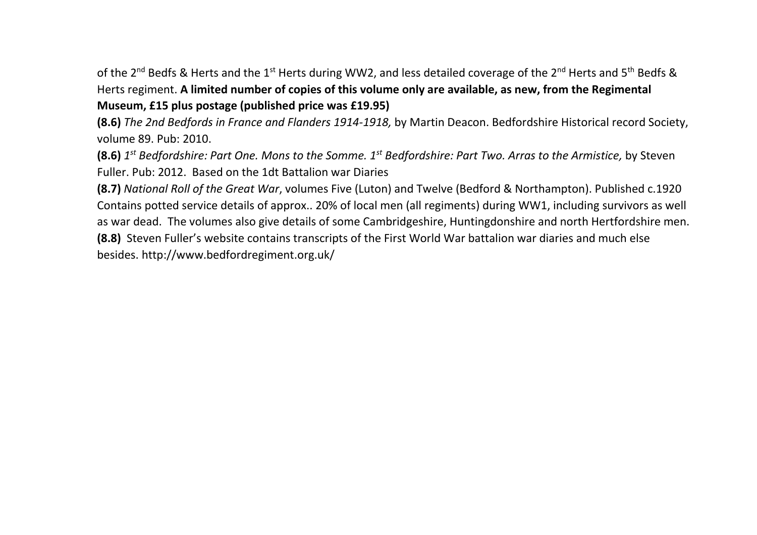of the 2nd Bedfs & Herts and the 1st Herts during WW2, and less detailed coverage of the 2nd Herts and 5th Bedfs & Herts regiment. **A limited number of copies of this volume only are available, as new, from the Regimental Museum, £15 plus postage (published price was £19.95)**

**(8.6)** *The 2nd Bedfords in France and Flanders 1914-1918,* by Martin Deacon. Bedfordshire Historical record Society, volume 89. Pub: 2010.

**(8.6)** *1st Bedfordshire: Part One. Mons to the Somme. 1st Bedfordshire: Part Two. Arras to the Armistice,* by Steven Fuller. Pub: 2012. Based on the 1dt Battalion war Diaries

**(8.7)** *National Roll of the Great War*, volumes Five (Luton) and Twelve (Bedford & Northampton). Published c.1920 Contains potted service details of approx.. 20% of local men (all regiments) during WW1, including survivors as well as war dead. The volumes also give details of some Cambridgeshire, Huntingdonshire and north Hertfordshire men.

**(8.8)** Steven Fuller's website contains transcripts of the First World War battalion war diaries and much else besides. http://www.bedfordregiment.org.uk/